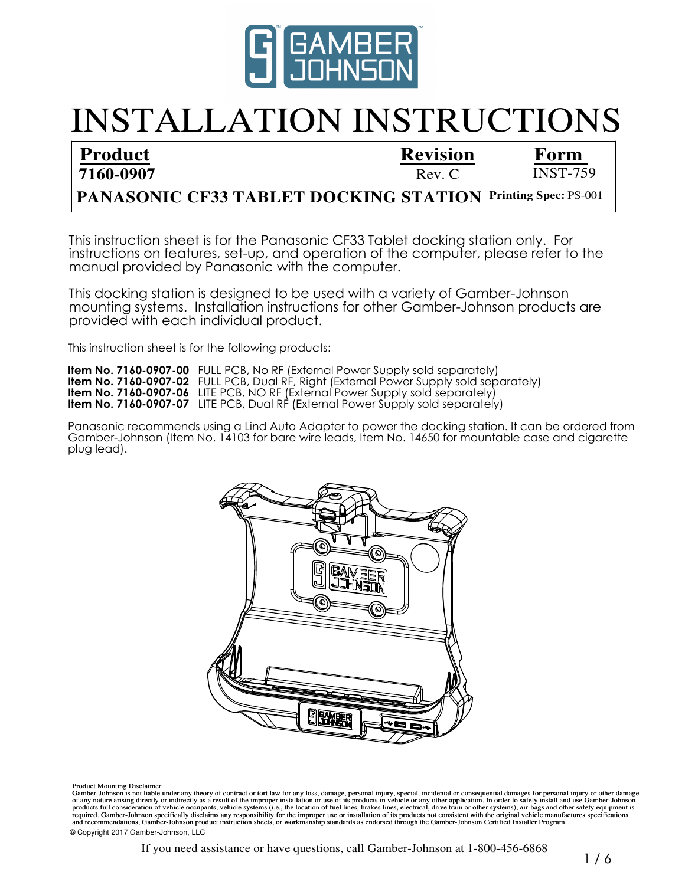# INSTALLATION INSTRUCTIONS

| **Product** | **Revision** | **Form** |
|---|---|---|
| **7160-0907** | Rev. C | INST-759 |
| **PANASONIC CF33 TABLET DOCKING STATION** | | **Printing Spec:** PS-001 |

This instruction sheet is for the Panasonic CF33 Tablet docking station only. For instructions on features, set-up, and operation of the computer, please refer to the manual provided by Panasonic with the computer.

This docking station is designed to be used with a variety of Gamber-Johnson mounting systems. Installation instructions for other Gamber-Johnson products are provided with each individual product.

This instruction sheet is for the following products:

**Item No. 7160-0907-00** FULL PCB, No RF (External Power Supply sold separately)
**Item No. 7160-0907-02** FULL PCB, Dual RF, Right (External Power Supply sold separately)
**Item No. 7160-0907-06** LITE PCB, NO RF (External Power Supply sold separately)
**Item No. 7160-0907-07** LITE PCB, Dual RF (External Power Supply sold separately)

Panasonic recommends using a Lind Auto Adapter to power the docking station. It can be ordered from Gamber-Johnson (Item No. 14103 for bare wire leads, Item No. 14650 for mountable case and cigarette plug lead).

**Product Mounting Disclaimer**
Gamber-Johnson is not liable under any theory of contract or tort law for any loss, damage, personal injury, special, incidental or consequential damages for personal injury or other damage of any nature arising directly or indirectly as a result of the improper installation or use of its products in vehicle or any other application. In order to safely install and use Gamber-Johnson products full consideration of vehicle occupants, vehicle systems (i.e., the location of fuel lines, brakes lines, electrical, drive train or other systems), air-bags and other safety equipment is required. Gamber-Johnson specifically disclaims any responsibility for the improper use or installation of its products not consistent with the original vehicle manufactures specifications and recommendations, Gamber-Johnson product instruction sheets, or workmanship standards as endorsed through the Gamber-Johnson Certified Installer Program.

© Copyright 2017 Gamber-Johnson, LLC

If you need assistance or have questions, call Gamber-Johnson at 1-800-456-6868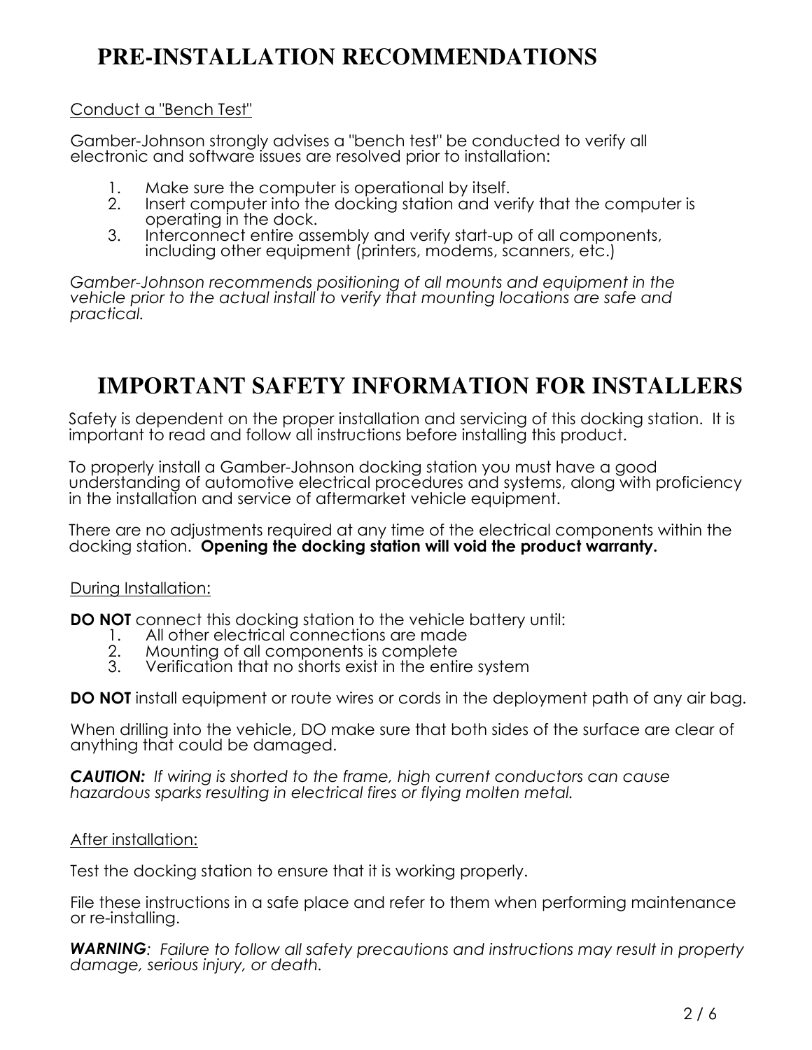# PRE-INSTALLATION RECOMMENDATIONS

Conduct a "Bench Test"

Gamber-Johnson strongly advises a "bench test" be conducted to verify all electronic and software issues are resolved prior to installation:

1. Make sure the computer is operational by itself.
2. Insert computer into the docking station and verify that the computer is operating in the dock.
3. Interconnect entire assembly and verify start-up of all components, including other equipment (printers, modems, scanners, etc.)

*Gamber-Johnson recommends positioning of all mounts and equipment in the vehicle prior to the actual install to verify that mounting locations are safe and practical.*

# IMPORTANT SAFETY INFORMATION FOR INSTALLERS

Safety is dependent on the proper installation and servicing of this docking station. It is important to read and follow all instructions before installing this product.

To properly install a Gamber-Johnson docking station you must have a good understanding of automotive electrical procedures and systems, along with proficiency in the installation and service of aftermarket vehicle equipment.

There are no adjustments required at any time of the electrical components within the docking station. **Opening the docking station will void the product warranty.**

During Installation:

**DO NOT** connect this docking station to the vehicle battery until:

1. All other electrical connections are made
2. Mounting of all components is complete
3. Verification that no shorts exist in the entire system

**DO NOT** install equipment or route wires or cords in the deployment path of any air bag.

When drilling into the vehicle, DO make sure that both sides of the surface are clear of anything that could be damaged.

***CAUTION:*** *If wiring is shorted to the frame, high current conductors can cause hazardous sparks resulting in electrical fires or flying molten metal.*

After installation:

Test the docking station to ensure that it is working properly.

File these instructions in a safe place and refer to them when performing maintenance or re-installing.

***WARNING***: *Failure to follow all safety precautions and instructions may result in property damage, serious injury, or death.*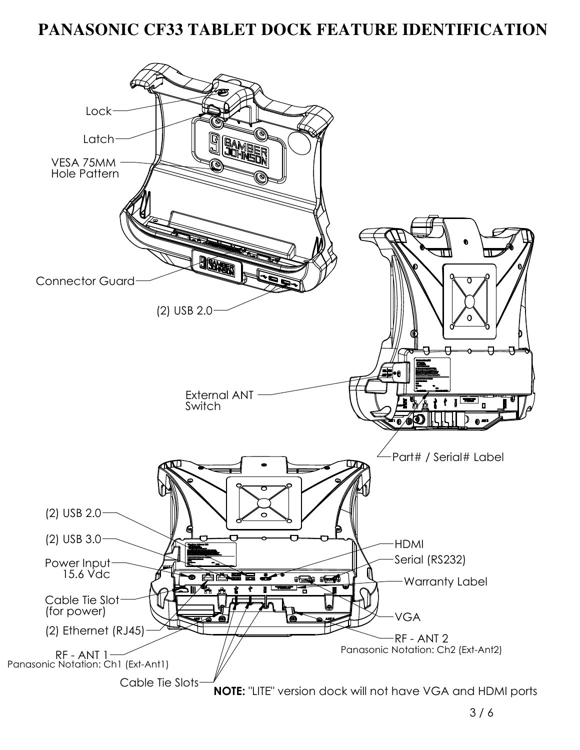# PANASONIC CF33 TABLET DOCK FEATURE IDENTIFICATION

Lock

Latch

VESA 75MM Hole Pattern

Connector Guard

(2) USB 2.0

External ANT Switch

Part# / Serial# Label

(2) USB 2.0

(2) USB 3.0

Power Input 15.6 Vdc

Cable Tie Slot (for power)

(2) Ethernet (RJ45)

RF - ANT 1
Panasonic Notation: Ch1 (Ext-Ant1)

Cable Tie Slots

HDMI

Serial (RS232)

Warranty Label

VGA

RF - ANT 2
Panasonic Notation: Ch2 (Ext-Ant2)

**NOTE:** "LITE" version dock will not have VGA and HDMI ports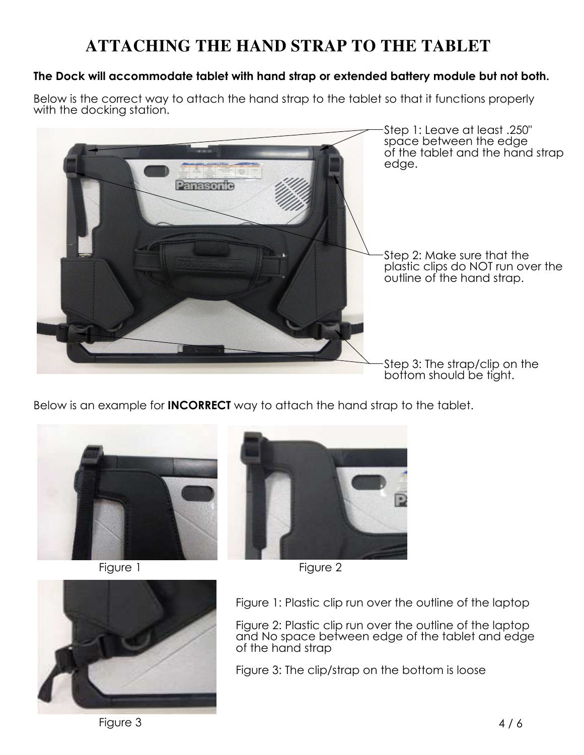# ATTACHING THE HAND STRAP TO THE TABLET

**The Dock will accommodate tablet with hand strap or extended battery module but not both.**

Below is the correct way to attach the hand strap to the tablet so that it functions properly with the docking station.

Step 1: Leave at least .250" space between the edge of the tablet and the hand strap edge.

Step 2: Make sure that the plastic clips do NOT run over the outline of the hand strap.

Step 3: The strap/clip on the bottom should be tight.

Below is an example for **INCORRECT** way to attach the hand strap to the tablet.

Figure 1

Figure 2

Figure 3

Figure 1: Plastic clip run over the outline of the laptop

Figure 2: Plastic clip run over the outline of the laptop and No space between edge of the tablet and edge of the hand strap

Figure 3: The clip/strap on the bottom is loose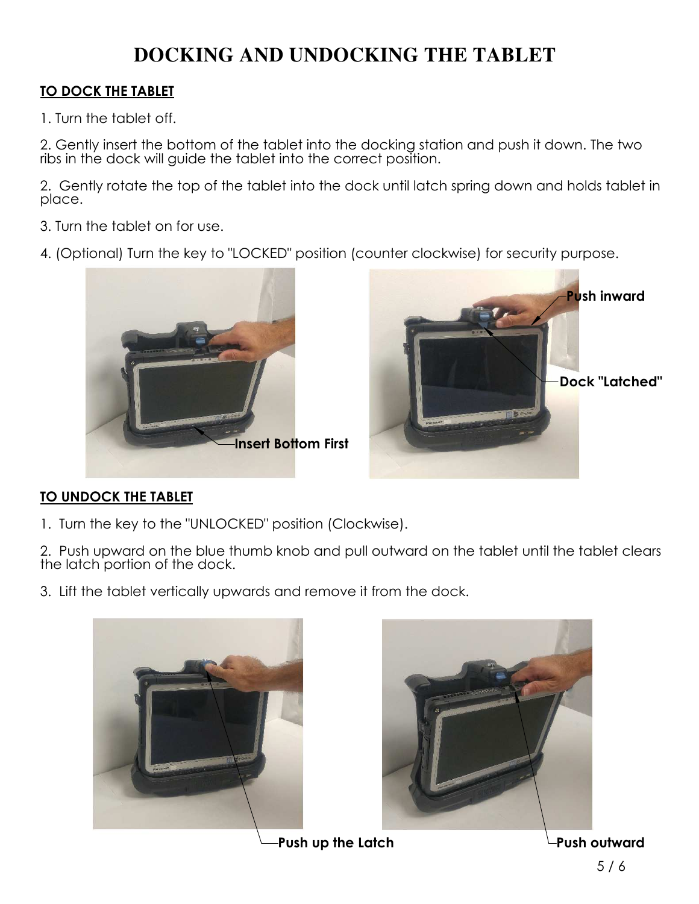# DOCKING AND UNDOCKING THE TABLET

## TO DOCK THE TABLET

1. Turn the tablet off.

2. Gently insert the bottom of the tablet into the docking station and push it down. The two ribs in the dock will guide the tablet into the correct position.

2. Gently rotate the top of the tablet into the dock until latch spring down and holds tablet in place.

3. Turn the tablet on for use.

4. (Optional) Turn the key to "LOCKED" position (counter clockwise) for security purpose.

**Insert Bottom First**

**Push inward**

**Dock "Latched"**

## TO UNDOCK THE TABLET

1. Turn the key to the "UNLOCKED" position (Clockwise).

2. Push upward on the blue thumb knob and pull outward on the tablet until the tablet clears the latch portion of the dock.

3. Lift the tablet vertically upwards and remove it from the dock.

**Push up the Latch**

**Push outward**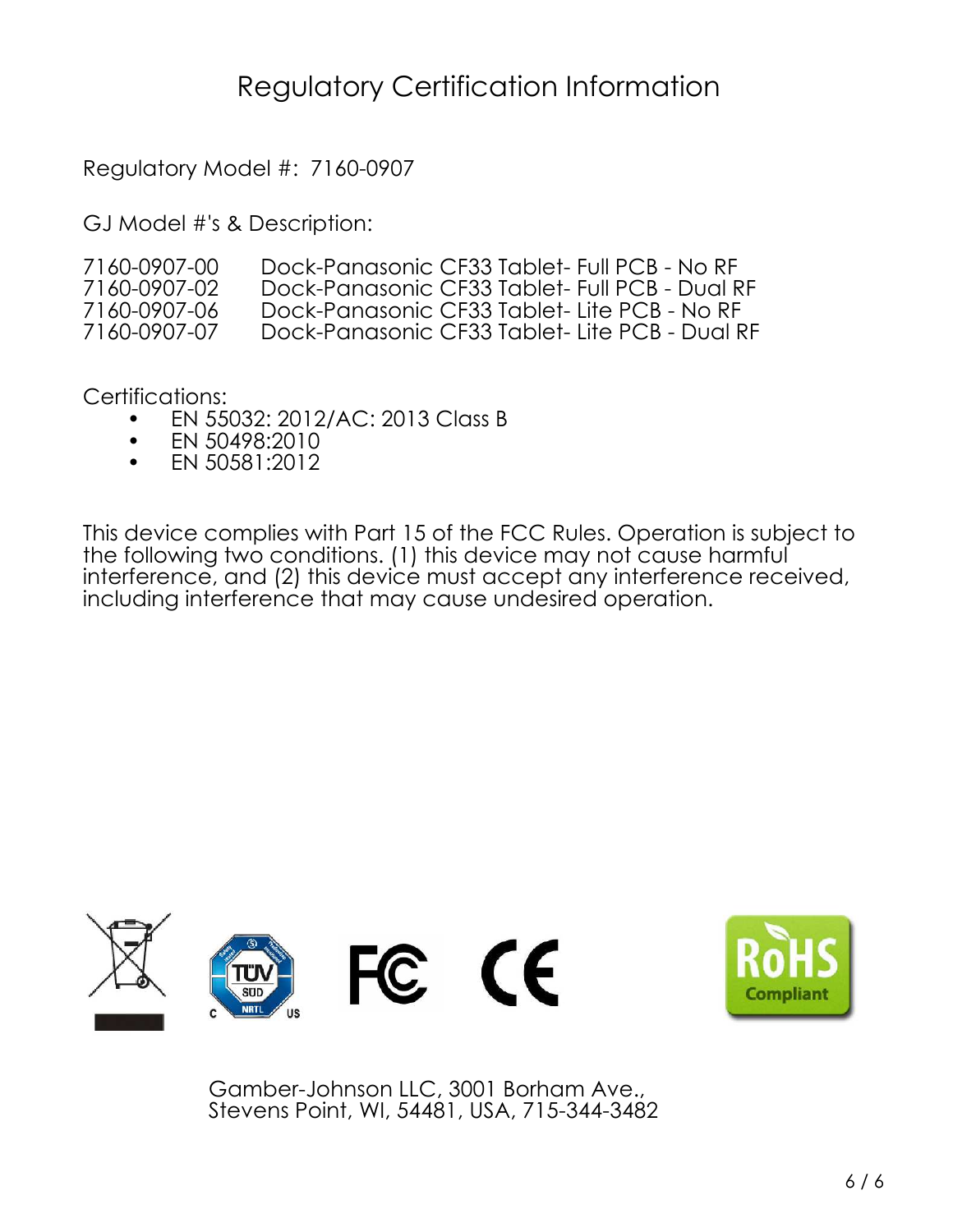# Regulatory Certification Information

Regulatory Model #: 7160-0907

GJ Model #'s & Description:

| | |
|---|---|
| 7160-0907-00 | Dock-Panasonic CF33 Tablet- Full PCB - No RF |
| 7160-0907-02 | Dock-Panasonic CF33 Tablet- Full PCB - Dual RF |
| 7160-0907-06 | Dock-Panasonic CF33 Tablet- Lite PCB - No RF |
| 7160-0907-07 | Dock-Panasonic CF33 Tablet- Lite PCB - Dual RF |

Certifications:

- EN 55032: 2012/AC: 2013 Class B
- EN 50498:2010
- EN 50581:2012

This device complies with Part 15 of the FCC Rules. Operation is subject to the following two conditions. (1) this device may not cause harmful interference, and (2) this device must accept any interference received, including interference that may cause undesired operation.

Gamber-Johnson LLC, 3001 Borham Ave.,
Stevens Point, WI, 54481, USA, 715-344-3482